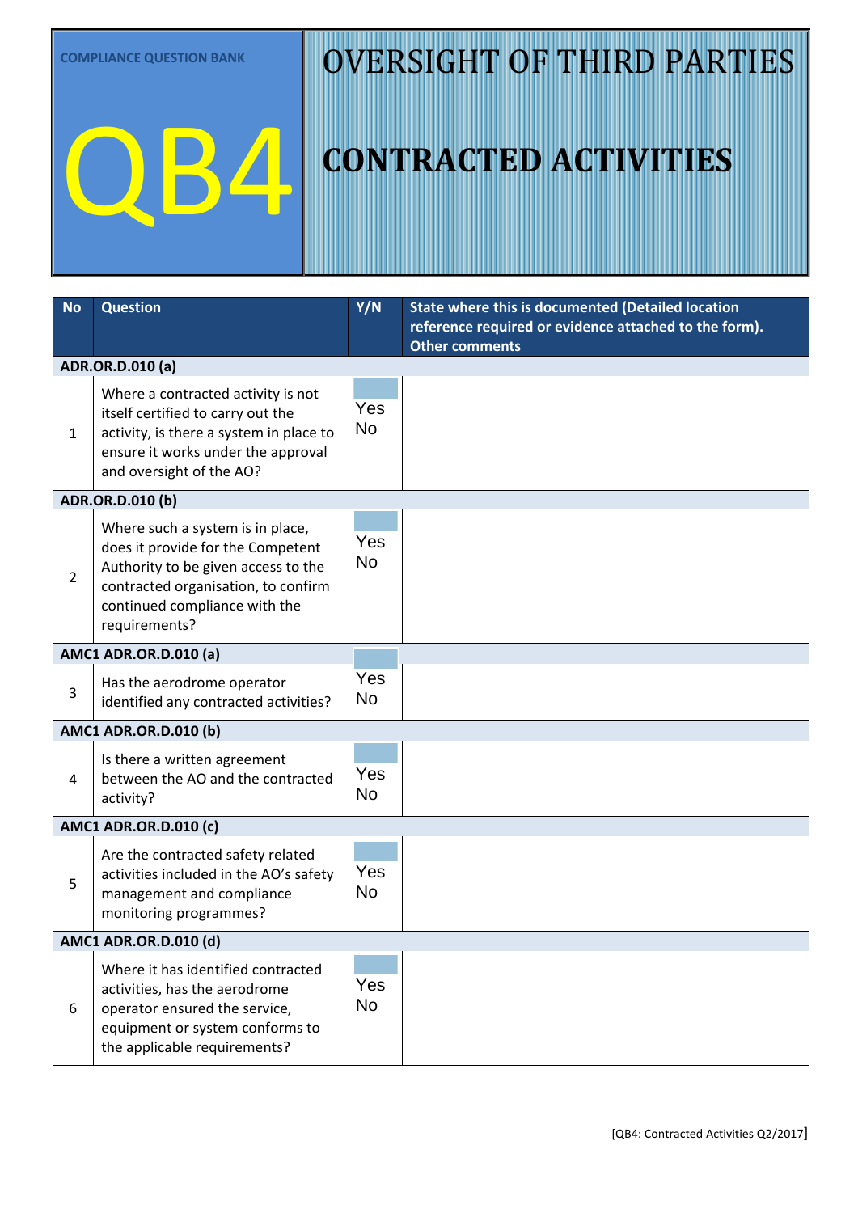COMPLIANCE QUESTION BANK

# QB4

# OVERSIGHT OF THIRD PARTIES

## CONTRACTED ACTIVITIES

| No | Question | Y/N | State where this is documented (Detailed location reference required or evidence attached to the form). Other comments |
|---|---|---|---|
| **ADR.OR.D.010 (a)** | | | |
| 1 | Where a contracted activity is not itself certified to carry out the activity, is there a system in place to ensure it works under the approval and oversight of the AO? | Yes No | |
| **ADR.OR.D.010 (b)** | | | |
| 2 | Where such a system is in place, does it provide for the Competent Authority to be given access to the contracted organisation, to confirm continued compliance with the requirements? | Yes No | |
| **AMC1 ADR.OR.D.010 (a)** | | | |
| 3 | Has the aerodrome operator identified any contracted activities? | Yes No | |
| **AMC1 ADR.OR.D.010 (b)** | | | |
| 4 | Is there a written agreement between the AO and the contracted activity? | Yes No | |
| **AMC1 ADR.OR.D.010 (c)** | | | |
| 5 | Are the contracted safety related activities included in the AO's safety management and compliance monitoring programmes? | Yes No | |
| **AMC1 ADR.OR.D.010 (d)** | | | |
| 6 | Where it has identified contracted activities, has the aerodrome operator ensured the service, equipment or system conforms to the applicable requirements? | Yes No | |

[QB4: Contracted Activities Q2/2017]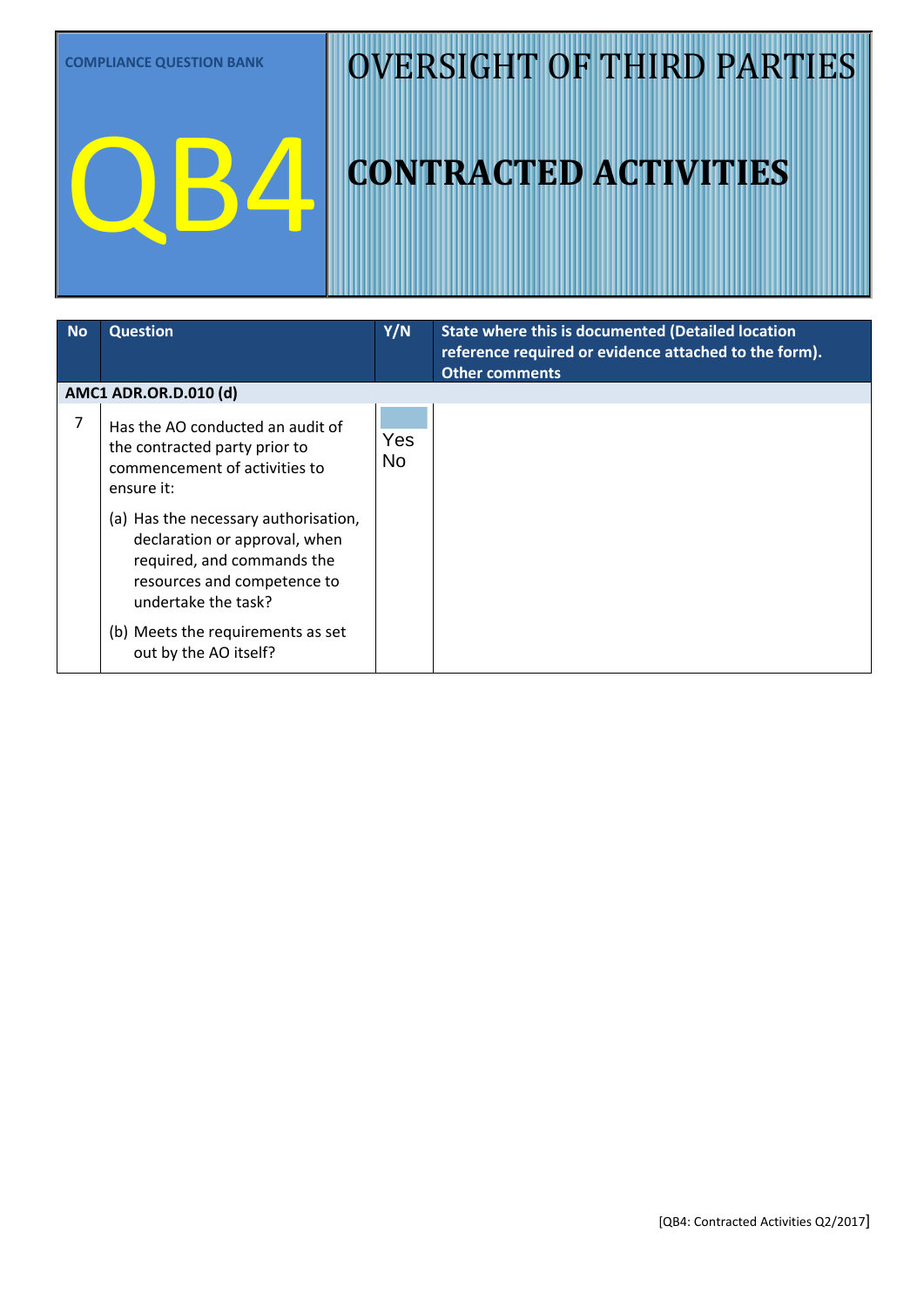COMPLIANCE QUESTION BANK

# QB4

# OVERSIGHT OF THIRD PARTIES

## CONTRACTED ACTIVITIES

| No | Question | Y/N | State where this is documented (Detailed location reference required or evidence attached to the form). Other comments |
|---|---|---|---|
| **AMC1 ADR.OR.D.010 (d)** | | | |
| 7 | Has the AO conducted an audit of the contracted party prior to commencement of activities to ensure it:<br>(a) Has the necessary authorisation, declaration or approval, when required, and commands the resources and competence to undertake the task?<br>(b) Meets the requirements as set out by the AO itself? | Yes<br>No | |

[QB4: Contracted Activities Q2/2017]